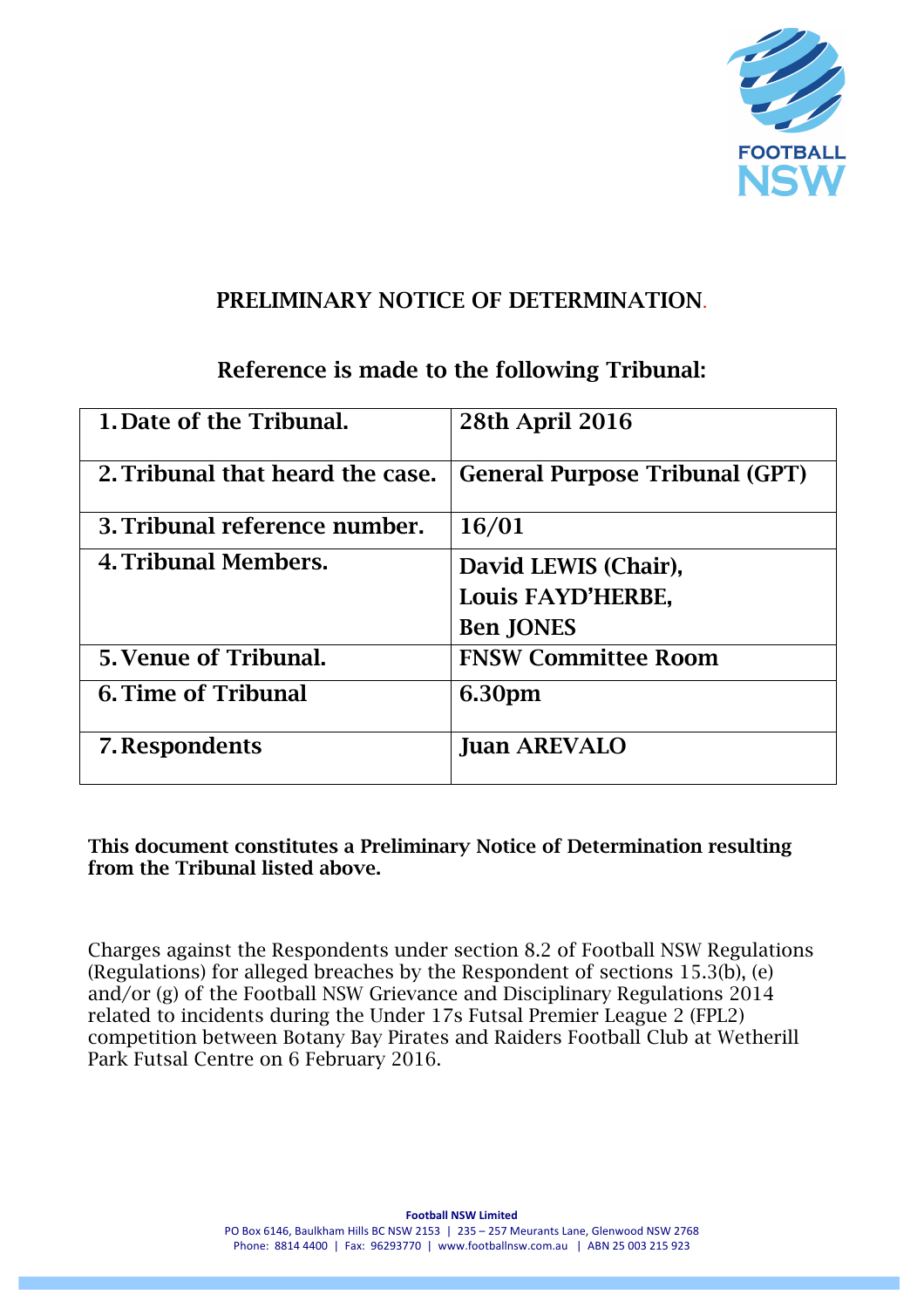# PRELIMINARY NOTICE OF DETERMINATION.

## Reference is made to the following Tribunal:

| | |
|---|---|
| 1. Date of the Tribunal. | 28th April 2016 |
| 2. Tribunal that heard the case. | General Purpose Tribunal (GPT) |
| 3. Tribunal reference number. | 16/01 |
| 4. Tribunal Members. | David LEWIS (Chair), Louis FAYD'HERBE, Ben JONES |
| 5. Venue of Tribunal. | FNSW Committee Room |
| 6. Time of Tribunal | 6.30pm |
| 7. Respondents | Juan AREVALO |

**This document constitutes a Preliminary Notice of Determination resulting from the Tribunal listed above.**

Charges against the Respondents under section 8.2 of Football NSW Regulations (Regulations) for alleged breaches by the Respondent of sections 15.3(b), (e) and/or (g) of the Football NSW Grievance and Disciplinary Regulations 2014 related to incidents during the Under 17s Futsal Premier League 2 (FPL2) competition between Botany Bay Pirates and Raiders Football Club at Wetherill Park Futsal Centre on 6 February 2016.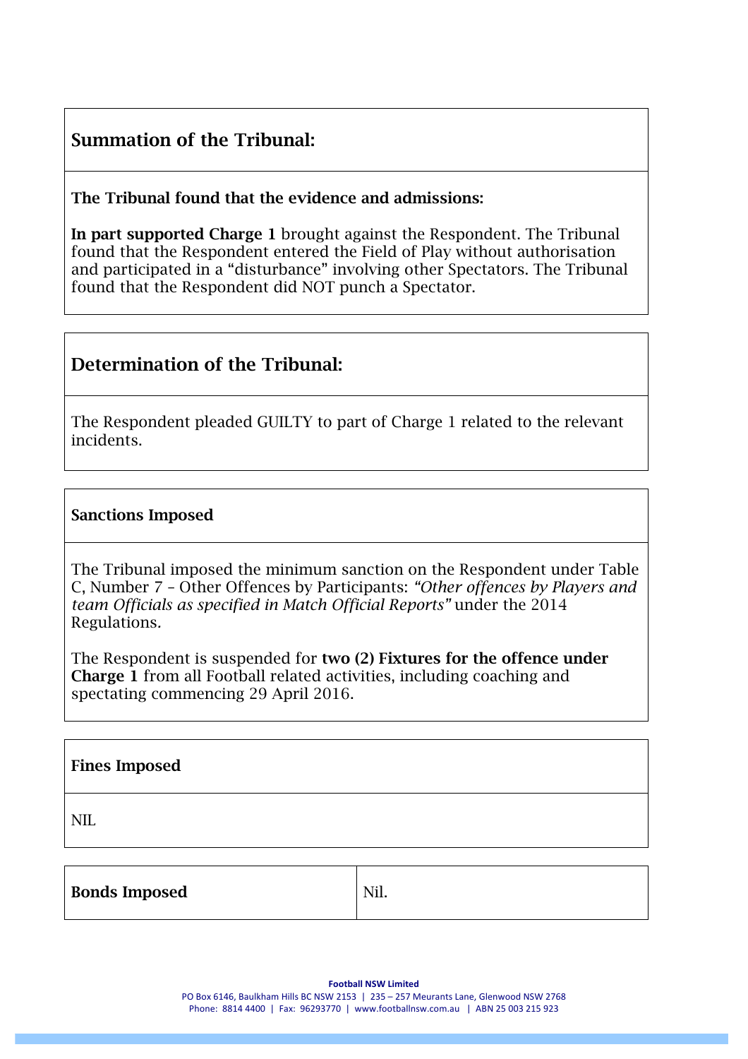## Summation of the Tribunal:

**The Tribunal found that the evidence and admissions:**

**In part supported Charge 1** brought against the Respondent. The Tribunal found that the Respondent entered the Field of Play without authorisation and participated in a "disturbance" involving other Spectators. The Tribunal found that the Respondent did NOT punch a Spectator.

## Determination of the Tribunal:

The Respondent pleaded GUILTY to part of Charge 1 related to the relevant incidents.

### Sanctions Imposed

The Tribunal imposed the minimum sanction on the Respondent under Table C, Number 7 – Other Offences by Participants: *"Other offences by Players and team Officials as specified in Match Official Reports"* under the 2014 Regulations.

The Respondent is suspended for **two (2) Fixtures for the offence under Charge 1** from all Football related activities, including coaching and spectating commencing 29 April 2016.

### Fines Imposed

NIL

| **Bonds Imposed** | Nil. |
| --- | --- |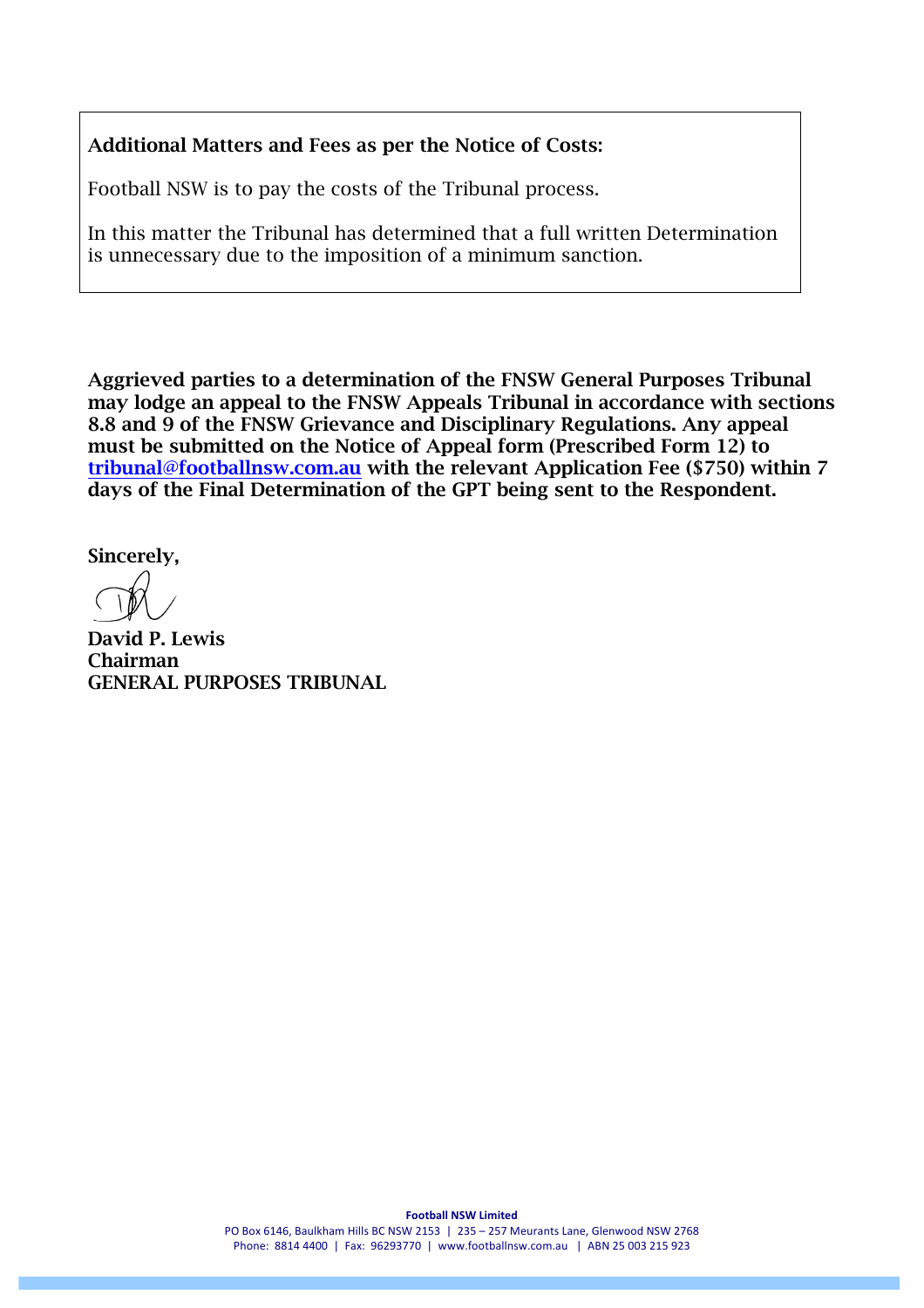**Additional Matters and Fees as per the Notice of Costs:**

Football NSW is to pay the costs of the Tribunal process.

In this matter the Tribunal has determined that a full written Determination is unnecessary due to the imposition of a minimum sanction.

**Aggrieved parties to a determination of the FNSW General Purposes Tribunal may lodge an appeal to the FNSW Appeals Tribunal in accordance with sections 8.8 and 9 of the FNSW Grievance and Disciplinary Regulations. Any appeal must be submitted on the Notice of Appeal form (Prescribed Form 12) to tribunal@footballnsw.com.au with the relevant Application Fee ($750) within 7 days of the Final Determination of the GPT being sent to the Respondent.**

**Sincerely,**

**David P. Lewis**
**Chairman**
**GENERAL PURPOSES TRIBUNAL**